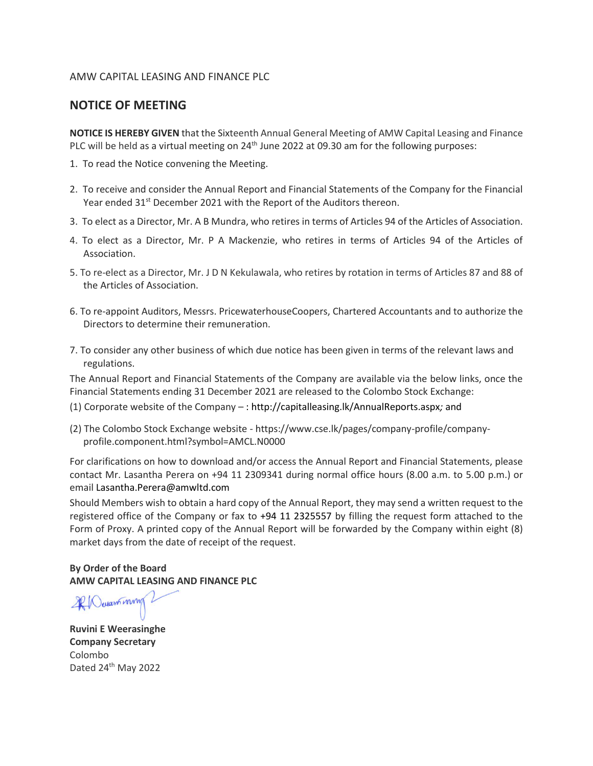AMW CAPITAL LEASING AND FINANCE PLC

## NOTICE OF MEETING

**NOTICE IS HEREBY GIVEN** that the Sixteenth Annual General Meeting of AMW Capital Leasing and Finance PLC will be held as a virtual meeting on 24th June 2022 at 09.30 am for the following purposes:

1. To read the Notice convening the Meeting.
2. To receive and consider the Annual Report and Financial Statements of the Company for the Financial Year ended 31st December 2021 with the Report of the Auditors thereon.
3. To elect as a Director, Mr. A B Mundra, who retires in terms of Articles 94 of the Articles of Association.
4. To elect as a Director, Mr. P A Mackenzie, who retires in terms of Articles 94 of the Articles of Association.
5. To re-elect as a Director, Mr. J D N Kekulawala, who retires by rotation in terms of Articles 87 and 88 of the Articles of Association.
6. To re-appoint Auditors, Messrs. PricewaterhouseCoopers, Chartered Accountants and to authorize the Directors to determine their remuneration.
7. To consider any other business of which due notice has been given in terms of the relevant laws and regulations.

The Annual Report and Financial Statements of the Company are available via the below links, once the Financial Statements ending 31 December 2021 are released to the Colombo Stock Exchange:

(1) Corporate website of the Company – : http://capitalleasing.lk/AnnualReports.aspx*;* and

(2) The Colombo Stock Exchange website - https://www.cse.lk/pages/company-profile/company-profile.component.html?symbol=AMCL.N0000

For clarifications on how to download and/or access the Annual Report and Financial Statements, please contact Mr. Lasantha Perera on +94 11 2309341 during normal office hours (8.00 a.m. to 5.00 p.m.) or email Lasantha.Perera@amwltd.com

Should Members wish to obtain a hard copy of the Annual Report, they may send a written request to the registered office of the Company or fax to +94 11 2325557 by filling the request form attached to the Form of Proxy. A printed copy of the Annual Report will be forwarded by the Company within eight (8) market days from the date of receipt of the request.

**By Order of the Board**
**AMW CAPITAL LEASING AND FINANCE PLC**

**Ruvini E Weerasinghe**
**Company Secretary**
Colombo
Dated 24th May 2022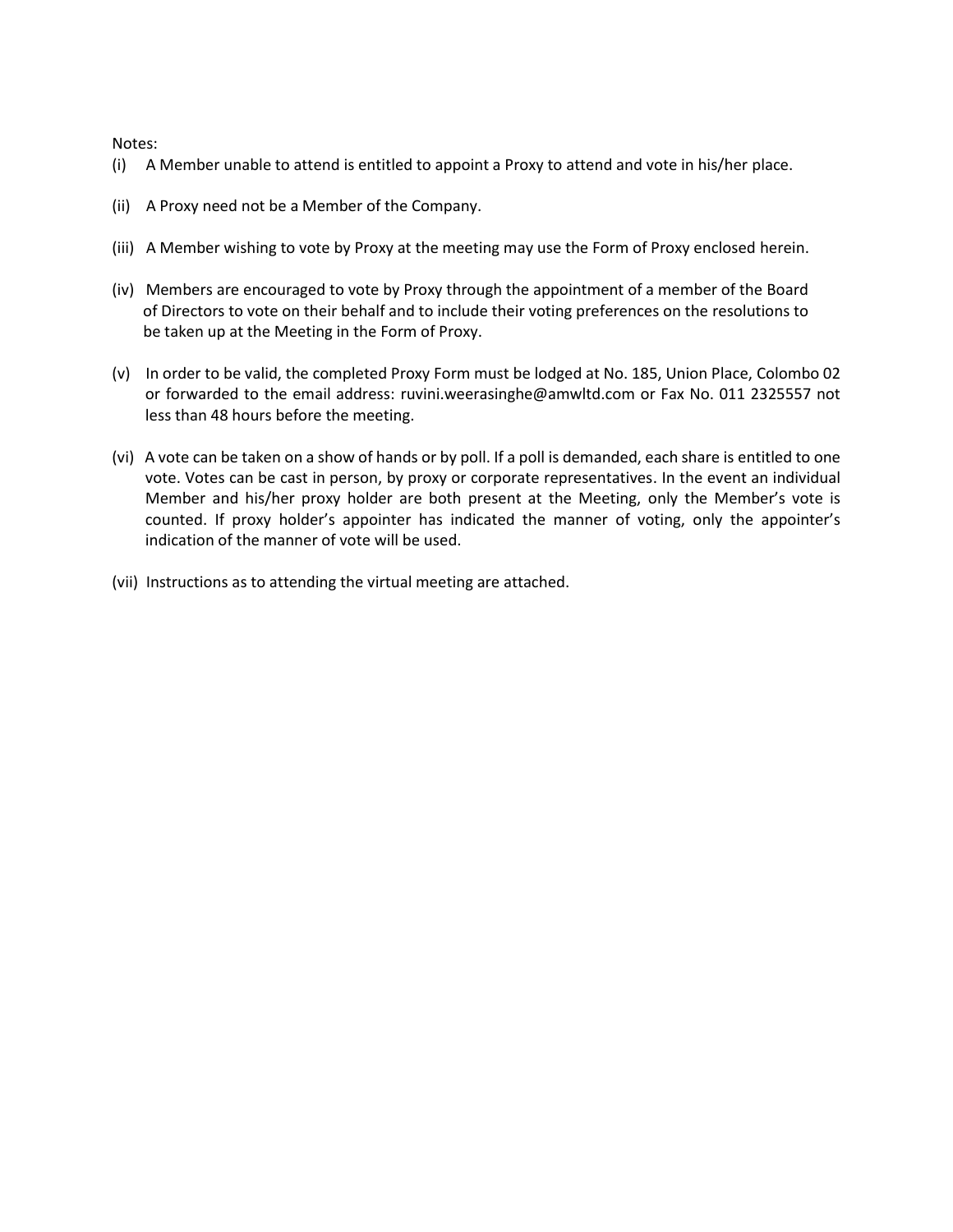Notes:

(i) A Member unable to attend is entitled to appoint a Proxy to attend and vote in his/her place.

(ii) A Proxy need not be a Member of the Company.

(iii) A Member wishing to vote by Proxy at the meeting may use the Form of Proxy enclosed herein.

(iv) Members are encouraged to vote by Proxy through the appointment of a member of the Board of Directors to vote on their behalf and to include their voting preferences on the resolutions to be taken up at the Meeting in the Form of Proxy.

(v) In order to be valid, the completed Proxy Form must be lodged at No. 185, Union Place, Colombo 02 or forwarded to the email address: ruvini.weerasinghe@amwltd.com or Fax No. 011 2325557 not less than 48 hours before the meeting.

(vi) A vote can be taken on a show of hands or by poll. If a poll is demanded, each share is entitled to one vote. Votes can be cast in person, by proxy or corporate representatives. In the event an individual Member and his/her proxy holder are both present at the Meeting, only the Member's vote is counted. If proxy holder's appointer has indicated the manner of voting, only the appointer's indication of the manner of vote will be used.

(vii) Instructions as to attending the virtual meeting are attached.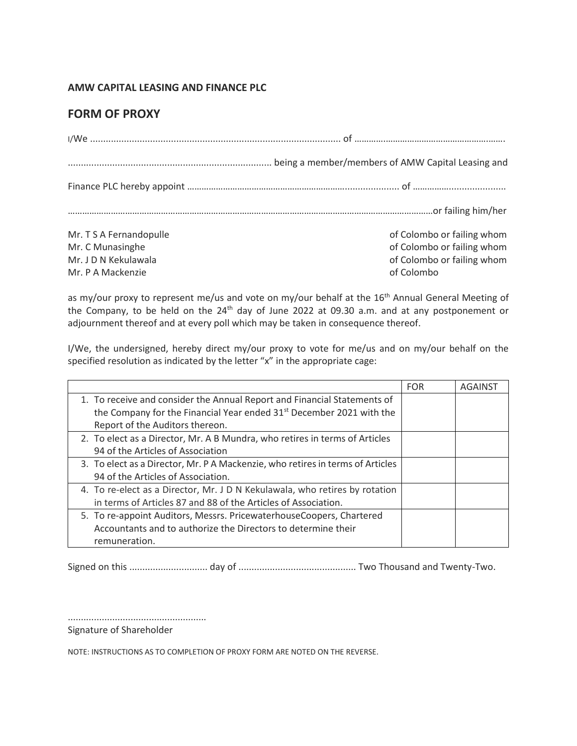**AMW CAPITAL LEASING AND FINANCE PLC**

## FORM OF PROXY

I/We ............................................................................................... of …………………………………………………….

............................................................................ being a member/members of AMW Capital Leasing and

Finance PLC hereby appoint ……………………………………………………….................... of ……………..................

……………………………………………………………………………………………………………………………………or failing him/her

Mr. T S A Fernandopulle of Colombo or failing whom
Mr. C Munasinghe of Colombo or failing whom
Mr. J D N Kekulawala of Colombo or failing whom
Mr. P A Mackenzie of Colombo

as my/our proxy to represent me/us and vote on my/our behalf at the 16th Annual General Meeting of the Company, to be held on the 24th day of June 2022 at 09.30 a.m. and at any postponement or adjournment thereof and at every poll which may be taken in consequence thereof.

I/We, the undersigned, hereby direct my/our proxy to vote for me/us and on my/our behalf on the specified resolution as indicated by the letter "x" in the appropriate cage:

| | FOR | AGAINST |
|---|---|---|
| 1. To receive and consider the Annual Report and Financial Statements of the Company for the Financial Year ended 31st December 2021 with the Report of the Auditors thereon. | | |
| 2. To elect as a Director, Mr. A B Mundra, who retires in terms of Articles 94 of the Articles of Association | | |
| 3. To elect as a Director, Mr. P A Mackenzie, who retires in terms of Articles 94 of the Articles of Association. | | |
| 4. To re-elect as a Director, Mr. J D N Kekulawala, who retires by rotation in terms of Articles 87 and 88 of the Articles of Association. | | |
| 5. To re-appoint Auditors, Messrs. PricewaterhouseCoopers, Chartered Accountants and to authorize the Directors to determine their remuneration. | | |

Signed on this .............................. day of ............................................ Two Thousand and Twenty-Two.

.....................................................
Signature of Shareholder

NOTE: INSTRUCTIONS AS TO COMPLETION OF PROXY FORM ARE NOTED ON THE REVERSE.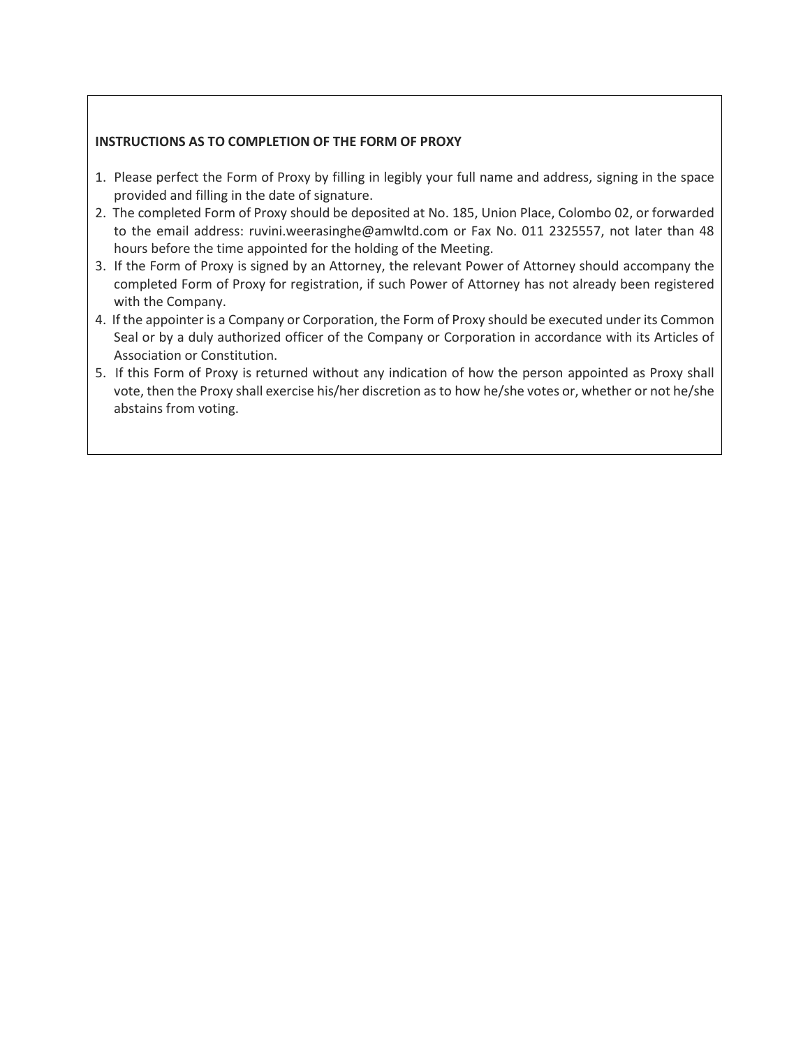**INSTRUCTIONS AS TO COMPLETION OF THE FORM OF PROXY**

1. Please perfect the Form of Proxy by filling in legibly your full name and address, signing in the space provided and filling in the date of signature.
2. The completed Form of Proxy should be deposited at No. 185, Union Place, Colombo 02, or forwarded to the email address: ruvini.weerasinghe@amwltd.com or Fax No. 011 2325557, not later than 48 hours before the time appointed for the holding of the Meeting.
3. If the Form of Proxy is signed by an Attorney, the relevant Power of Attorney should accompany the completed Form of Proxy for registration, if such Power of Attorney has not already been registered with the Company.
4. If the appointer is a Company or Corporation, the Form of Proxy should be executed under its Common Seal or by a duly authorized officer of the Company or Corporation in accordance with its Articles of Association or Constitution.
5. If this Form of Proxy is returned without any indication of how the person appointed as Proxy shall vote, then the Proxy shall exercise his/her discretion as to how he/she votes or, whether or not he/she abstains from voting.